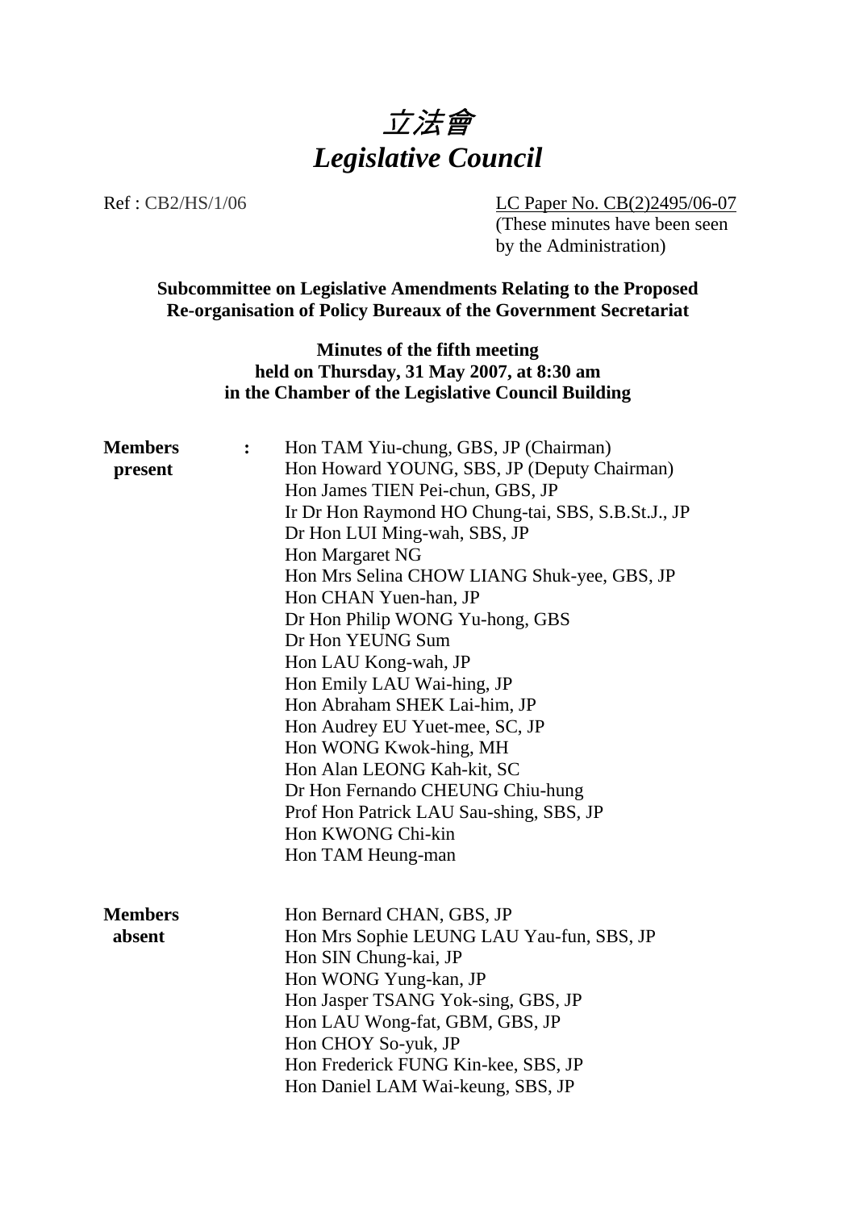# 立法會
# *Legislative Council*

Ref : CB2/HS/1/06

LC Paper No. CB(2)2495/06-07
(These minutes have been seen by the Administration)

**Subcommittee on Legislative Amendments Relating to the Proposed Re-organisation of Policy Bureaux of the Government Secretariat**

**Minutes of the fifth meeting held on Thursday, 31 May 2007, at 8:30 am in the Chamber of the Legislative Council Building**

**Members present** :

Hon TAM Yiu-chung, GBS, JP (Chairman)
Hon Howard YOUNG, SBS, JP (Deputy Chairman)
Hon James TIEN Pei-chun, GBS, JP
Ir Dr Hon Raymond HO Chung-tai, SBS, S.B.St.J., JP
Dr Hon LUI Ming-wah, SBS, JP
Hon Margaret NG
Hon Mrs Selina CHOW LIANG Shuk-yee, GBS, JP
Hon CHAN Yuen-han, JP
Dr Hon Philip WONG Yu-hong, GBS
Dr Hon YEUNG Sum
Hon LAU Kong-wah, JP
Hon Emily LAU Wai-hing, JP
Hon Abraham SHEK Lai-him, JP
Hon Audrey EU Yuet-mee, SC, JP
Hon WONG Kwok-hing, MH
Hon Alan LEONG Kah-kit, SC
Dr Hon Fernando CHEUNG Chiu-hung
Prof Hon Patrick LAU Sau-shing, SBS, JP
Hon KWONG Chi-kin
Hon TAM Heung-man

**Members absent**

Hon Bernard CHAN, GBS, JP
Hon Mrs Sophie LEUNG LAU Yau-fun, SBS, JP
Hon SIN Chung-kai, JP
Hon WONG Yung-kan, JP
Hon Jasper TSANG Yok-sing, GBS, JP
Hon LAU Wong-fat, GBM, GBS, JP
Hon CHOY So-yuk, JP
Hon Frederick FUNG Kin-kee, SBS, JP
Hon Daniel LAM Wai-keung, SBS, JP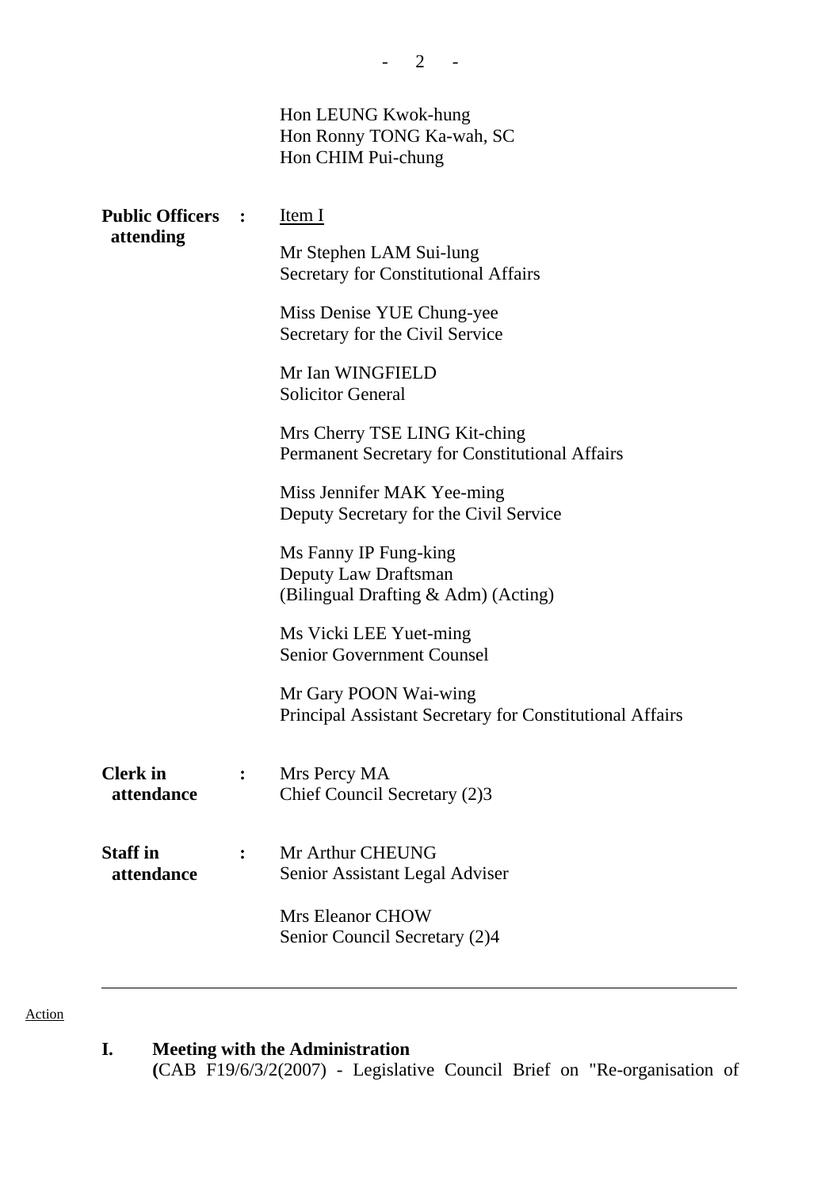Hon LEUNG Kwok-hung
Hon Ronny TONG Ka-wah, SC
Hon CHIM Pui-chung

| | | |
|---|---|---|
| **Public Officers attending** | **:** | Item I |
| | | Mr Stephen LAM Sui-lung<br>Secretary for Constitutional Affairs |
| | | Miss Denise YUE Chung-yee<br>Secretary for the Civil Service |
| | | Mr Ian WINGFIELD<br>Solicitor General |
| | | Mrs Cherry TSE LING Kit-ching<br>Permanent Secretary for Constitutional Affairs |
| | | Miss Jennifer MAK Yee-ming<br>Deputy Secretary for the Civil Service |
| | | Ms Fanny IP Fung-king<br>Deputy Law Draftsman<br>(Bilingual Drafting & Adm) (Acting) |
| | | Ms Vicki LEE Yuet-ming<br>Senior Government Counsel |
| | | Mr Gary POON Wai-wing<br>Principal Assistant Secretary for Constitutional Affairs |
| **Clerk in attendance** | **:** | Mrs Percy MA<br>Chief Council Secretary (2)3 |
| **Staff in attendance** | **:** | Mr Arthur CHEUNG<br>Senior Assistant Legal Adviser |
| | | Mrs Eleanor CHOW<br>Senior Council Secretary (2)4 |

---

Action

**I. Meeting with the Administration**
**(**CAB F19/6/3/2(2007) - Legislative Council Brief on "Re-organisation of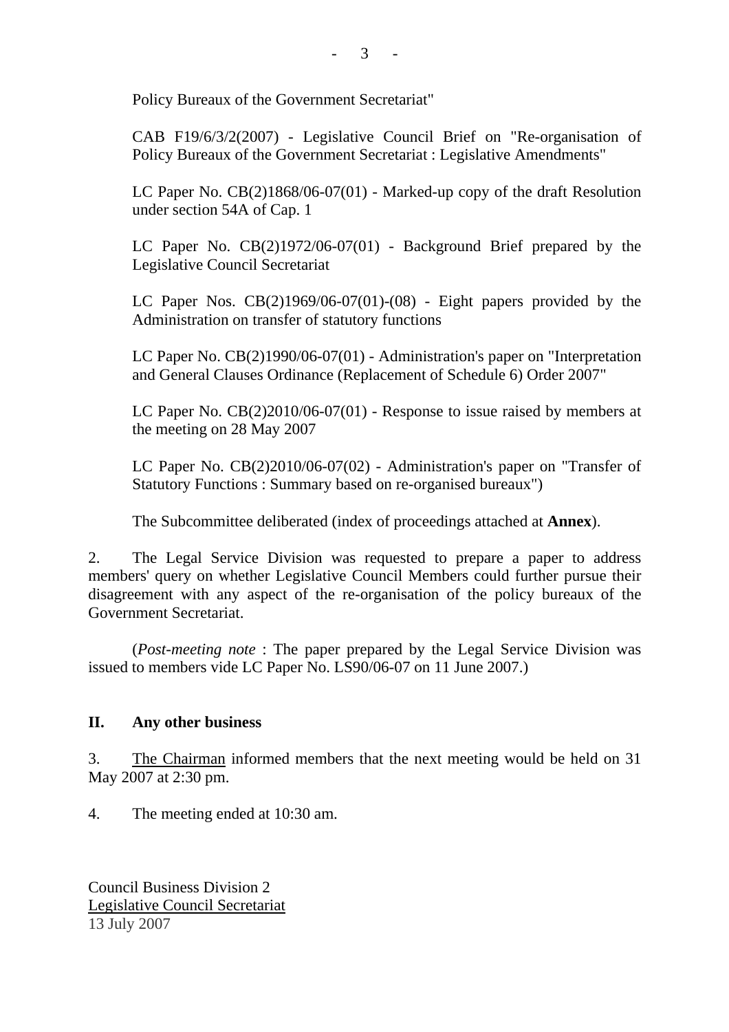Policy Bureaux of the Government Secretariat"

CAB F19/6/3/2(2007) - Legislative Council Brief on "Re-organisation of Policy Bureaux of the Government Secretariat : Legislative Amendments"

LC Paper No. CB(2)1868/06-07(01) - Marked-up copy of the draft Resolution under section 54A of Cap. 1

LC Paper No. CB(2)1972/06-07(01) - Background Brief prepared by the Legislative Council Secretariat

LC Paper Nos. CB(2)1969/06-07(01)-(08) - Eight papers provided by the Administration on transfer of statutory functions

LC Paper No. CB(2)1990/06-07(01) - Administration's paper on "Interpretation and General Clauses Ordinance (Replacement of Schedule 6) Order 2007"

LC Paper No. CB(2)2010/06-07(01) - Response to issue raised by members at the meeting on 28 May 2007

LC Paper No. CB(2)2010/06-07(02) - Administration's paper on "Transfer of Statutory Functions : Summary based on re-organised bureaux")

The Subcommittee deliberated (index of proceedings attached at **Annex**).

2. The Legal Service Division was requested to prepare a paper to address members' query on whether Legislative Council Members could further pursue their disagreement with any aspect of the re-organisation of the policy bureaux of the Government Secretariat.

(*Post-meeting note* : The paper prepared by the Legal Service Division was issued to members vide LC Paper No. LS90/06-07 on 11 June 2007.)

## II. Any other business

3. The Chairman informed members that the next meeting would be held on 31 May 2007 at 2:30 pm.

4. The meeting ended at 10:30 am.

Council Business Division 2
Legislative Council Secretariat
13 July 2007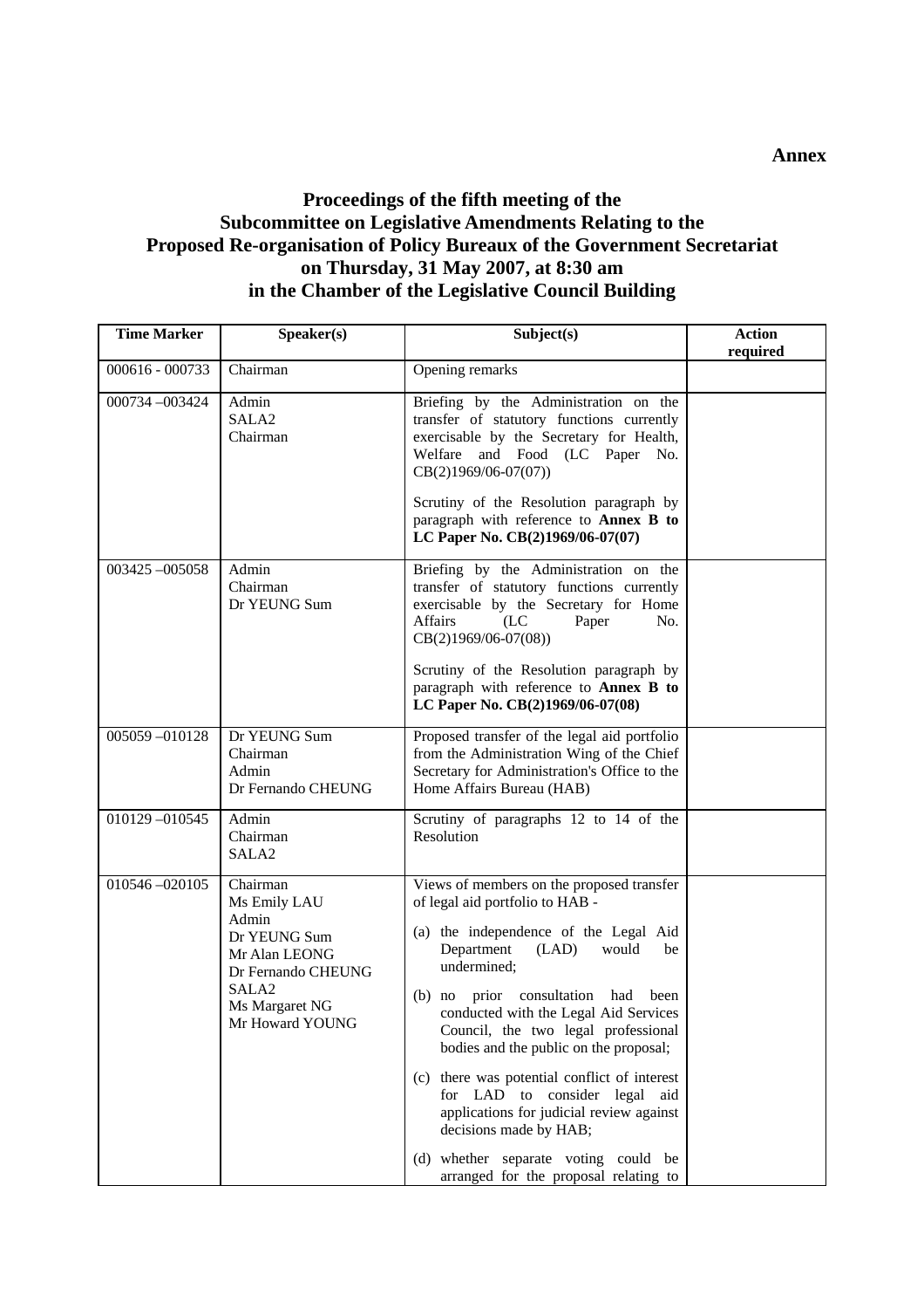**Annex**

# Proceedings of the fifth meeting of the Subcommittee on Legislative Amendments Relating to the Proposed Re-organisation of Policy Bureaux of the Government Secretariat on Thursday, 31 May 2007, at 8:30 am in the Chamber of the Legislative Council Building

| Time Marker | Speaker(s) | Subject(s) | Action required |
|---|---|---|---|
| 000616 - 000733 | Chairman | Opening remarks | |
| 000734 –003424 | Admin<br>SALA2<br>Chairman | Briefing by the Administration on the transfer of statutory functions currently exercisable by the Secretary for Health, Welfare and Food (LC Paper No. CB(2)1969/06-07(07))<br><br>Scrutiny of the Resolution paragraph by paragraph with reference to **Annex B to LC Paper No. CB(2)1969/06-07(07)** | |
| 003425 –005058 | Admin<br>Chairman<br>Dr YEUNG Sum | Briefing by the Administration on the transfer of statutory functions currently exercisable by the Secretary for Home Affairs (LC Paper No. CB(2)1969/06-07(08))<br><br>Scrutiny of the Resolution paragraph by paragraph with reference to **Annex B to LC Paper No. CB(2)1969/06-07(08)** | |
| 005059 –010128 | Dr YEUNG Sum<br>Chairman<br>Admin<br>Dr Fernando CHEUNG | Proposed transfer of the legal aid portfolio from the Administration Wing of the Chief Secretary for Administration's Office to the Home Affairs Bureau (HAB) | |
| 010129 –010545 | Admin<br>Chairman<br>SALA2 | Scrutiny of paragraphs 12 to 14 of the Resolution | |
| 010546 –020105 | Chairman<br>Ms Emily LAU<br>Admin<br>Dr YEUNG Sum<br>Mr Alan LEONG<br>Dr Fernando CHEUNG<br>SALA2<br>Ms Margaret NG<br>Mr Howard YOUNG | Views of members on the proposed transfer of legal aid portfolio to HAB -<br><br>(a) the independence of the Legal Aid Department (LAD) would be undermined;<br><br>(b) no prior consultation had been conducted with the Legal Aid Services Council, the two legal professional bodies and the public on the proposal;<br><br>(c) there was potential conflict of interest for LAD to consider legal aid applications for judicial review against decisions made by HAB;<br><br>(d) whether separate voting could be arranged for the proposal relating to | |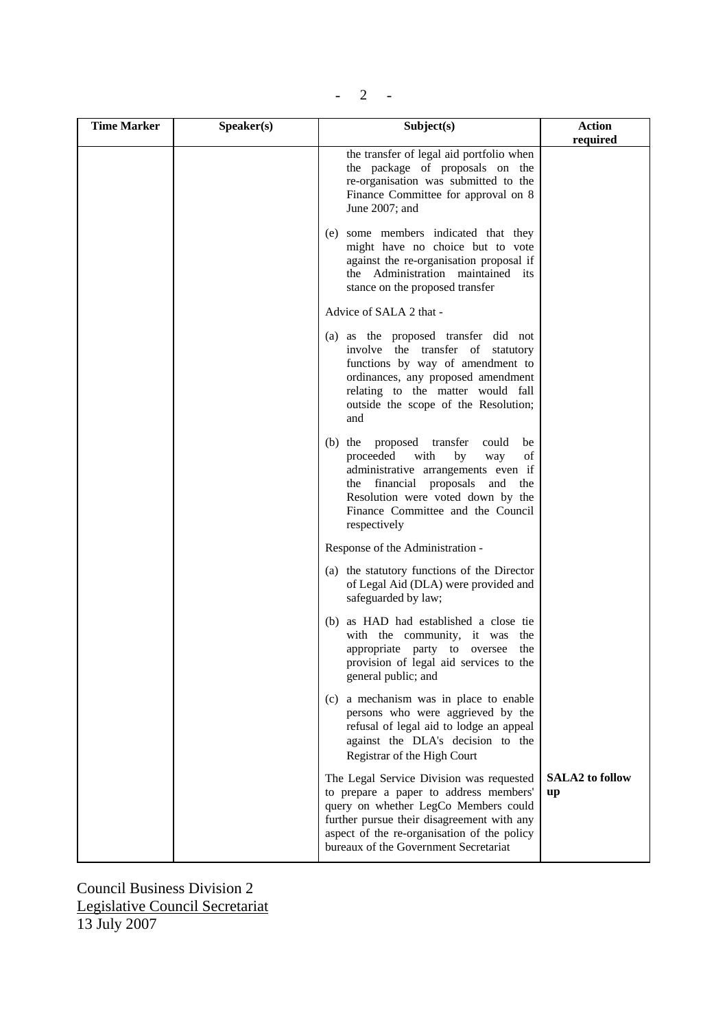| Time Marker | Speaker(s) | Subject(s) | Action required |
|---|---|---|---|
| | | the transfer of legal aid portfolio when the package of proposals on the re-organisation was submitted to the Finance Committee for approval on 8 June 2007; and<br><br>(e) some members indicated that they might have no choice but to vote against the re-organisation proposal if the Administration maintained its stance on the proposed transfer<br><br>Advice of SALA 2 that -<br><br>(a) as the proposed transfer did not involve the transfer of statutory functions by way of amendment to ordinances, any proposed amendment relating to the matter would fall outside the scope of the Resolution; and<br><br>(b) the proposed transfer could be proceeded with by way of administrative arrangements even if the financial proposals and the Resolution were voted down by the Finance Committee and the Council respectively<br><br>Response of the Administration -<br><br>(a) the statutory functions of the Director of Legal Aid (DLA) were provided and safeguarded by law;<br><br>(b) as HAD had established a close tie with the community, it was the appropriate party to oversee the provision of legal aid services to the general public; and<br><br>(c) a mechanism was in place to enable persons who were aggrieved by the refusal of legal aid to lodge an appeal against the DLA's decision to the Registrar of the High Court | |
| | | The Legal Service Division was requested to prepare a paper to address members' query on whether LegCo Members could further pursue their disagreement with any aspect of the re-organisation of the policy bureaux of the Government Secretariat | **SALA2 to follow up** |

Council Business Division 2
Legislative Council Secretariat
13 July 2007